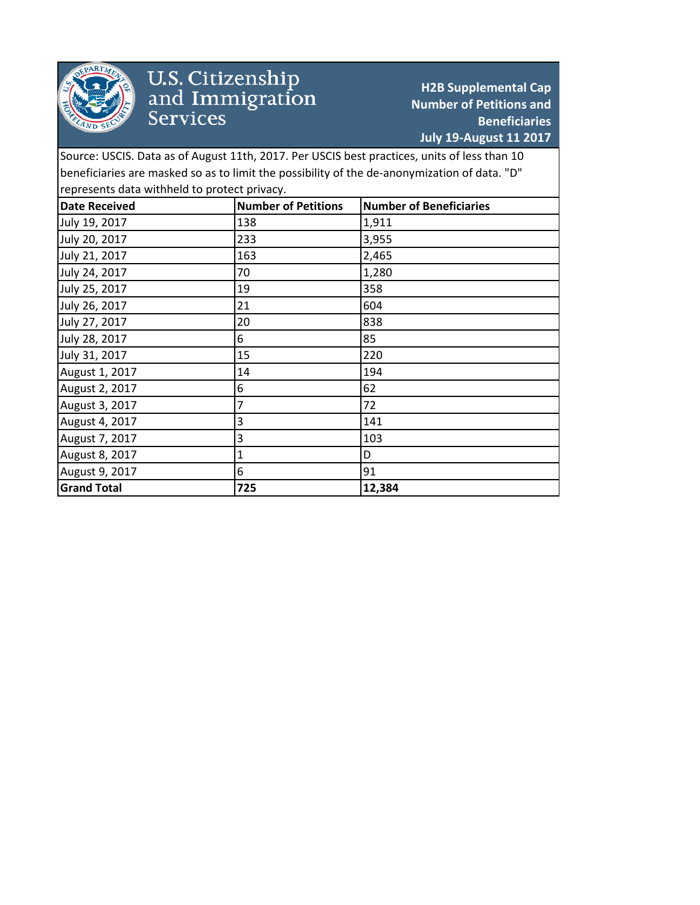# U.S. Citizenship and Immigration Services

**H2B Supplemental Cap Number of Petitions and Beneficiaries July 19-August 11 2017**

Source: USCIS. Data as of August 11th, 2017. Per USCIS best practices, units of less than 10 beneficiaries are masked so as to limit the possibility of the de-anonymization of data. "D" represents data withheld to protect privacy.

| Date Received | Number of Petitions | Number of Beneficiaries |
|---|---|---|
| July 19, 2017 | 138 | 1,911 |
| July 20, 2017 | 233 | 3,955 |
| July 21, 2017 | 163 | 2,465 |
| July 24, 2017 | 70 | 1,280 |
| July 25, 2017 | 19 | 358 |
| July 26, 2017 | 21 | 604 |
| July 27, 2017 | 20 | 838 |
| July 28, 2017 | 6 | 85 |
| July 31, 2017 | 15 | 220 |
| August 1, 2017 | 14 | 194 |
| August 2, 2017 | 6 | 62 |
| August 3, 2017 | 7 | 72 |
| August 4, 2017 | 3 | 141 |
| August 7, 2017 | 3 | 103 |
| August 8, 2017 | 1 | D |
| August 9, 2017 | 6 | 91 |
| **Grand Total** | **725** | **12,384** |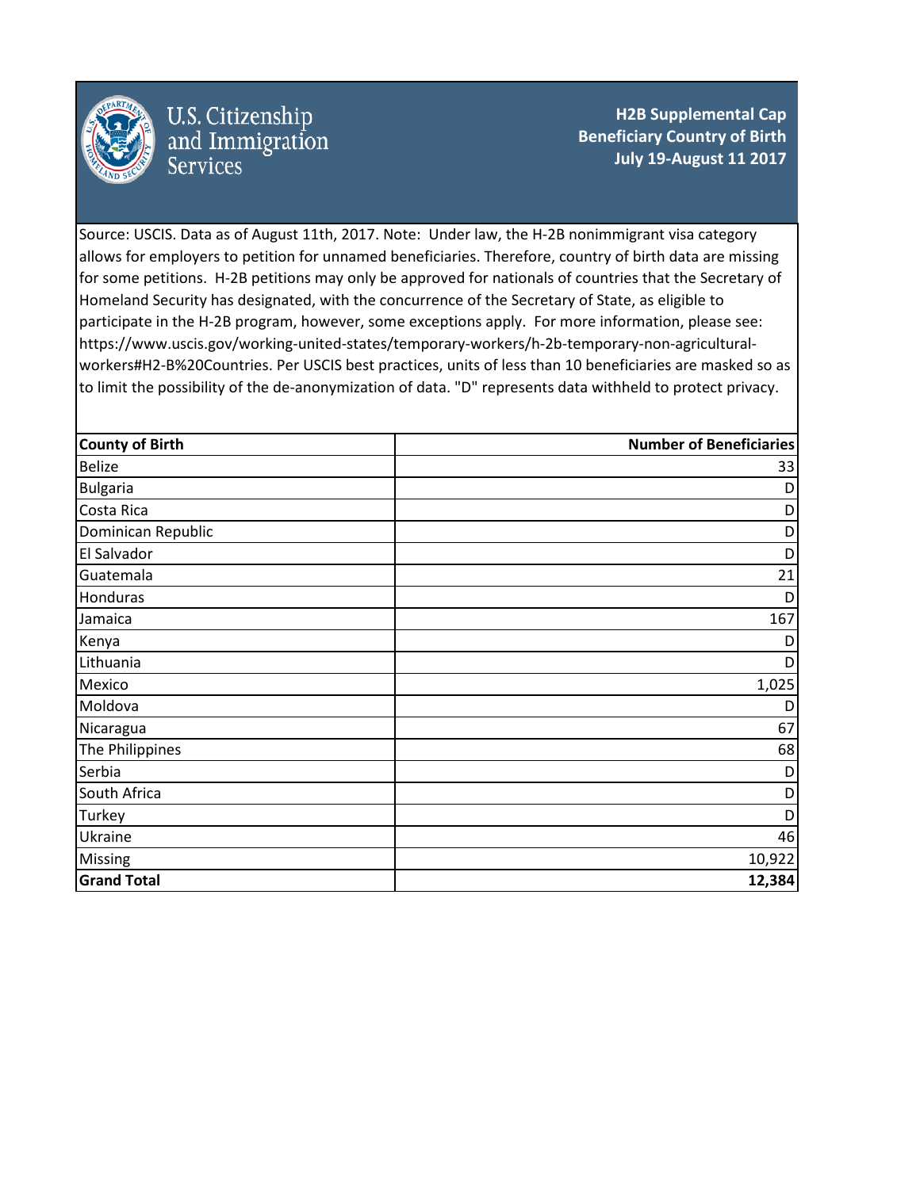U.S. Citizenship and Immigration Services

**H2B Supplemental Cap**
**Beneficiary Country of Birth**
**July 19-August 11 2017**

Source: USCIS. Data as of August 11th, 2017. Note: Under law, the H-2B nonimmigrant visa category allows for employers to petition for unnamed beneficiaries. Therefore, country of birth data are missing for some petitions. H-2B petitions may only be approved for nationals of countries that the Secretary of Homeland Security has designated, with the concurrence of the Secretary of State, as eligible to participate in the H-2B program, however, some exceptions apply. For more information, please see: https://www.uscis.gov/working-united-states/temporary-workers/h-2b-temporary-non-agricultural-workers#H2-B%20Countries. Per USCIS best practices, units of less than 10 beneficiaries are masked so as to limit the possibility of the de-anonymization of data. "D" represents data withheld to protect privacy.

| County of Birth | Number of Beneficiaries |
|---|---:|
| Belize | 33 |
| Bulgaria | D |
| Costa Rica | D |
| Dominican Republic | D |
| El Salvador | D |
| Guatemala | 21 |
| Honduras | D |
| Jamaica | 167 |
| Kenya | D |
| Lithuania | D |
| Mexico | 1,025 |
| Moldova | D |
| Nicaragua | 67 |
| The Philippines | 68 |
| Serbia | D |
| South Africa | D |
| Turkey | D |
| Ukraine | 46 |
| Missing | 10,922 |
| **Grand Total** | **12,384** |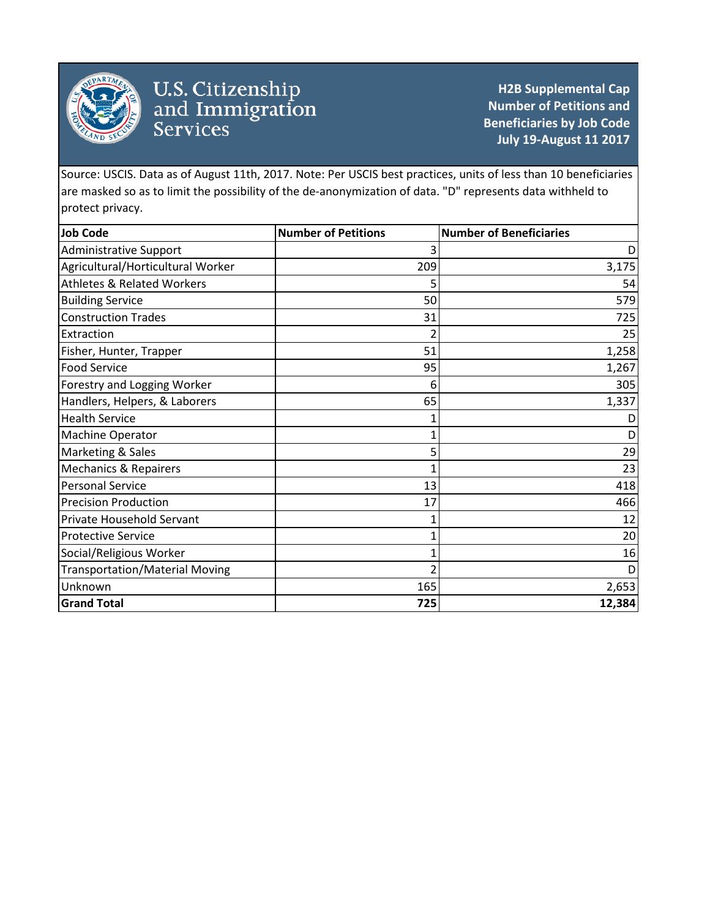U.S. Citizenship and Immigration Services

**H2B Supplemental Cap Number of Petitions and Beneficiaries by Job Code July 19-August 11 2017**

Source: USCIS. Data as of August 11th, 2017. Note: Per USCIS best practices, units of less than 10 beneficiaries are masked so as to limit the possibility of the de-anonymization of data. "D" represents data withheld to protect privacy.

| Job Code | Number of Petitions | Number of Beneficiaries |
|---|---|---|
| Administrative Support | 3 | D |
| Agricultural/Horticultural Worker | 209 | 3,175 |
| Athletes & Related Workers | 5 | 54 |
| Building Service | 50 | 579 |
| Construction Trades | 31 | 725 |
| Extraction | 2 | 25 |
| Fisher, Hunter, Trapper | 51 | 1,258 |
| Food Service | 95 | 1,267 |
| Forestry and Logging Worker | 6 | 305 |
| Handlers, Helpers, & Laborers | 65 | 1,337 |
| Health Service | 1 | D |
| Machine Operator | 1 | D |
| Marketing & Sales | 5 | 29 |
| Mechanics & Repairers | 1 | 23 |
| Personal Service | 13 | 418 |
| Precision Production | 17 | 466 |
| Private Household Servant | 1 | 12 |
| Protective Service | 1 | 20 |
| Social/Religious Worker | 1 | 16 |
| Transportation/Material Moving | 2 | D |
| Unknown | 165 | 2,653 |
| **Grand Total** | **725** | **12,384** |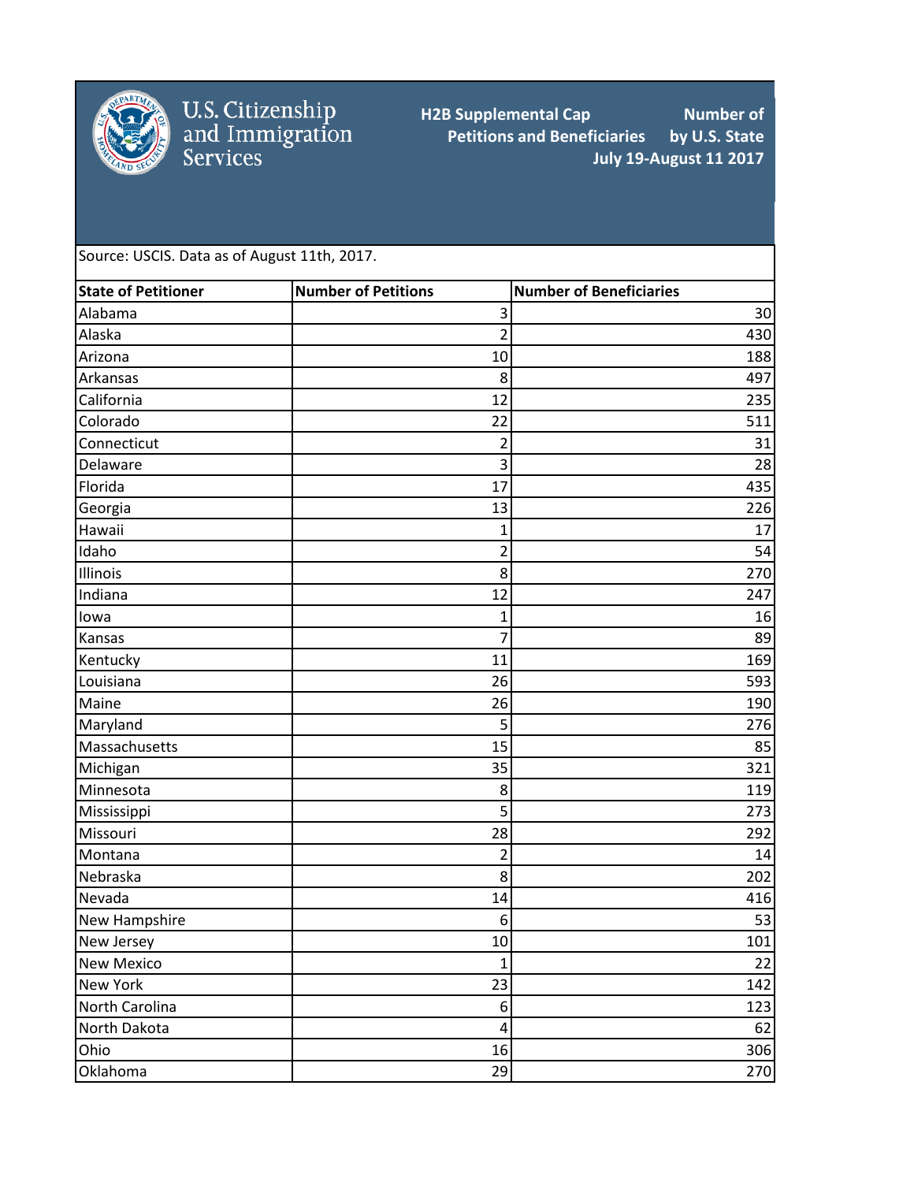U.S. Citizenship and Immigration Services

**H2B Supplemental Cap Number of Petitions and Beneficiaries by U.S. State July 19-August 11 2017**

Source: USCIS. Data as of August 11th, 2017.

| State of Petitioner | Number of Petitions | Number of Beneficiaries |
|---|---|---|
| Alabama | 3 | 30 |
| Alaska | 2 | 430 |
| Arizona | 10 | 188 |
| Arkansas | 8 | 497 |
| California | 12 | 235 |
| Colorado | 22 | 511 |
| Connecticut | 2 | 31 |
| Delaware | 3 | 28 |
| Florida | 17 | 435 |
| Georgia | 13 | 226 |
| Hawaii | 1 | 17 |
| Idaho | 2 | 54 |
| Illinois | 8 | 270 |
| Indiana | 12 | 247 |
| Iowa | 1 | 16 |
| Kansas | 7 | 89 |
| Kentucky | 11 | 169 |
| Louisiana | 26 | 593 |
| Maine | 26 | 190 |
| Maryland | 5 | 276 |
| Massachusetts | 15 | 85 |
| Michigan | 35 | 321 |
| Minnesota | 8 | 119 |
| Mississippi | 5 | 273 |
| Missouri | 28 | 292 |
| Montana | 2 | 14 |
| Nebraska | 8 | 202 |
| Nevada | 14 | 416 |
| New Hampshire | 6 | 53 |
| New Jersey | 10 | 101 |
| New Mexico | 1 | 22 |
| New York | 23 | 142 |
| North Carolina | 6 | 123 |
| North Dakota | 4 | 62 |
| Ohio | 16 | 306 |
| Oklahoma | 29 | 270 |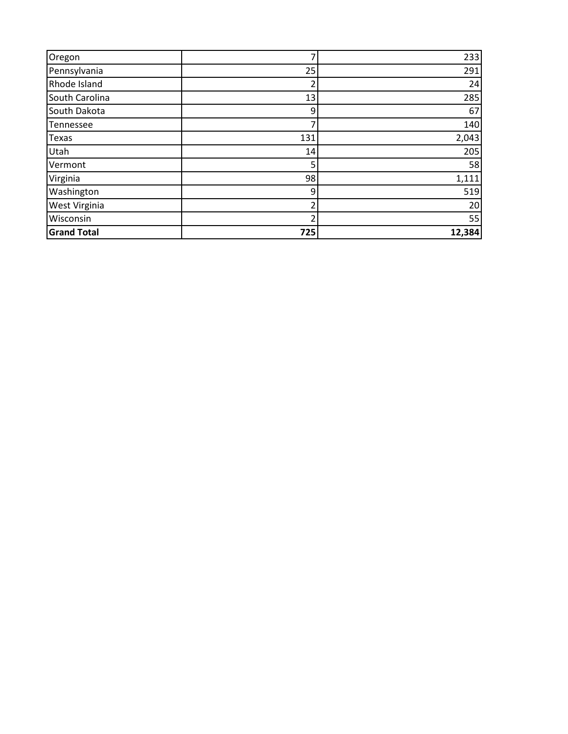| | | |
|---|---|---|
| Oregon | 7 | 233 |
| Pennsylvania | 25 | 291 |
| Rhode Island | 2 | 24 |
| South Carolina | 13 | 285 |
| South Dakota | 9 | 67 |
| Tennessee | 7 | 140 |
| Texas | 131 | 2,043 |
| Utah | 14 | 205 |
| Vermont | 5 | 58 |
| Virginia | 98 | 1,111 |
| Washington | 9 | 519 |
| West Virginia | 2 | 20 |
| Wisconsin | 2 | 55 |
| **Grand Total** | **725** | **12,384** |